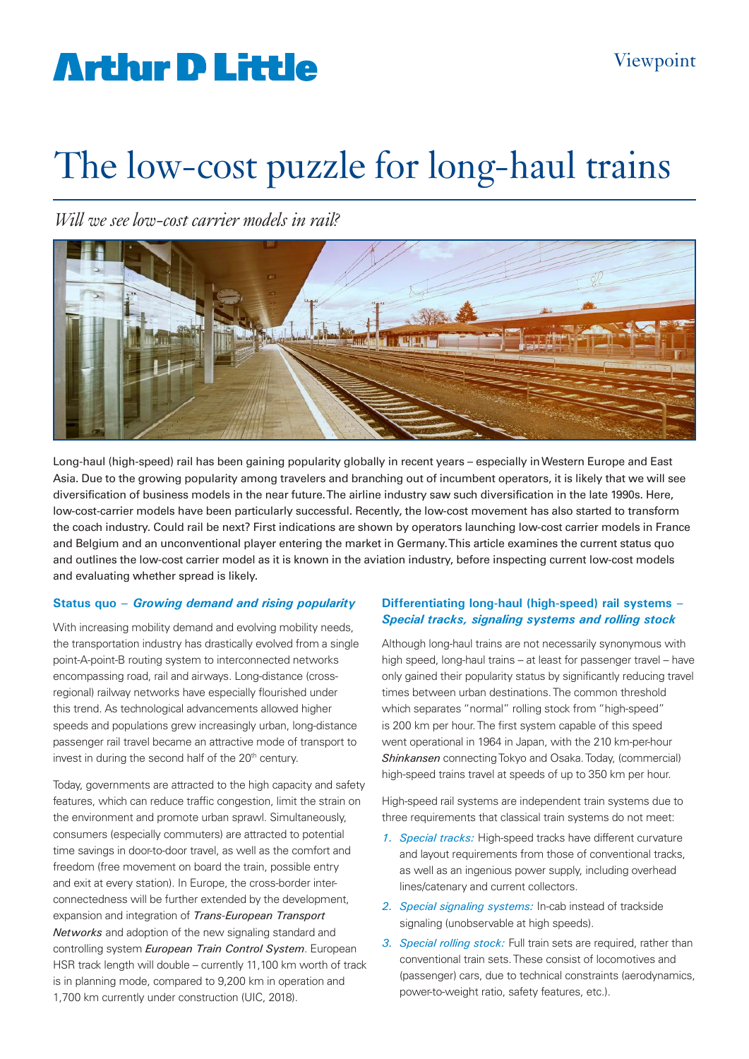Arthur D Little

Viewpoint

# The low-cost puzzle for long-haul trains

*Will we see low-cost carrier models in rail?*

Long-haul (high-speed) rail has been gaining popularity globally in recent years – especially in Western Europe and East Asia. Due to the growing popularity among travelers and branching out of incumbent operators, it is likely that we will see diversification of business models in the near future. The airline industry saw such diversification in the late 1990s. Here, low-cost-carrier models have been particularly successful. Recently, the low-cost movement has also started to transform the coach industry. Could rail be next? First indications are shown by operators launching low-cost carrier models in France and Belgium and an unconventional player entering the market in Germany. This article examines the current status quo and outlines the low-cost carrier model as it is known in the aviation industry, before inspecting current low-cost models and evaluating whether spread is likely.

### Status quo – *Growing demand and rising popularity*

With increasing mobility demand and evolving mobility needs, the transportation industry has drastically evolved from a single point-A-point-B routing system to interconnected networks encompassing road, rail and airways. Long-distance (cross-regional) railway networks have especially flourished under this trend. As technological advancements allowed higher speeds and populations grew increasingly urban, long-distance passenger rail travel became an attractive mode of transport to invest in during the second half of the 20th century.

Today, governments are attracted to the high capacity and safety features, which can reduce traffic congestion, limit the strain on the environment and promote urban sprawl. Simultaneously, consumers (especially commuters) are attracted to potential time savings in door-to-door travel, as well as the comfort and freedom (free movement on board the train, possible entry and exit at every station). In Europe, the cross-border interconnectedness will be further extended by the development, expansion and integration of *Trans-European Transport Networks* and adoption of the new signaling standard and controlling system *European Train Control System*. European HSR track length will double – currently 11,100 km worth of track is in planning mode, compared to 9,200 km in operation and 1,700 km currently under construction (UIC, 2018).

### Differentiating long-haul (high-speed) rail systems – *Special tracks, signaling systems and rolling stock*

Although long-haul trains are not necessarily synonymous with high speed, long-haul trains – at least for passenger travel – have only gained their popularity status by significantly reducing travel times between urban destinations. The common threshold which separates "normal" rolling stock from "high-speed" is 200 km per hour. The first system capable of this speed went operational in 1964 in Japan, with the 210 km-per-hour *Shinkansen* connecting Tokyo and Osaka. Today, (commercial) high-speed trains travel at speeds of up to 350 km per hour.

High-speed rail systems are independent train systems due to three requirements that classical train systems do not meet:

1. *Special tracks:* High-speed tracks have different curvature and layout requirements from those of conventional tracks, as well as an ingenious power supply, including overhead lines/catenary and current collectors.
2. *Special signaling systems:* In-cab instead of trackside signaling (unobservable at high speeds).
3. *Special rolling stock:* Full train sets are required, rather than conventional train sets. These consist of locomotives and (passenger) cars, due to technical constraints (aerodynamics, power-to-weight ratio, safety features, etc.).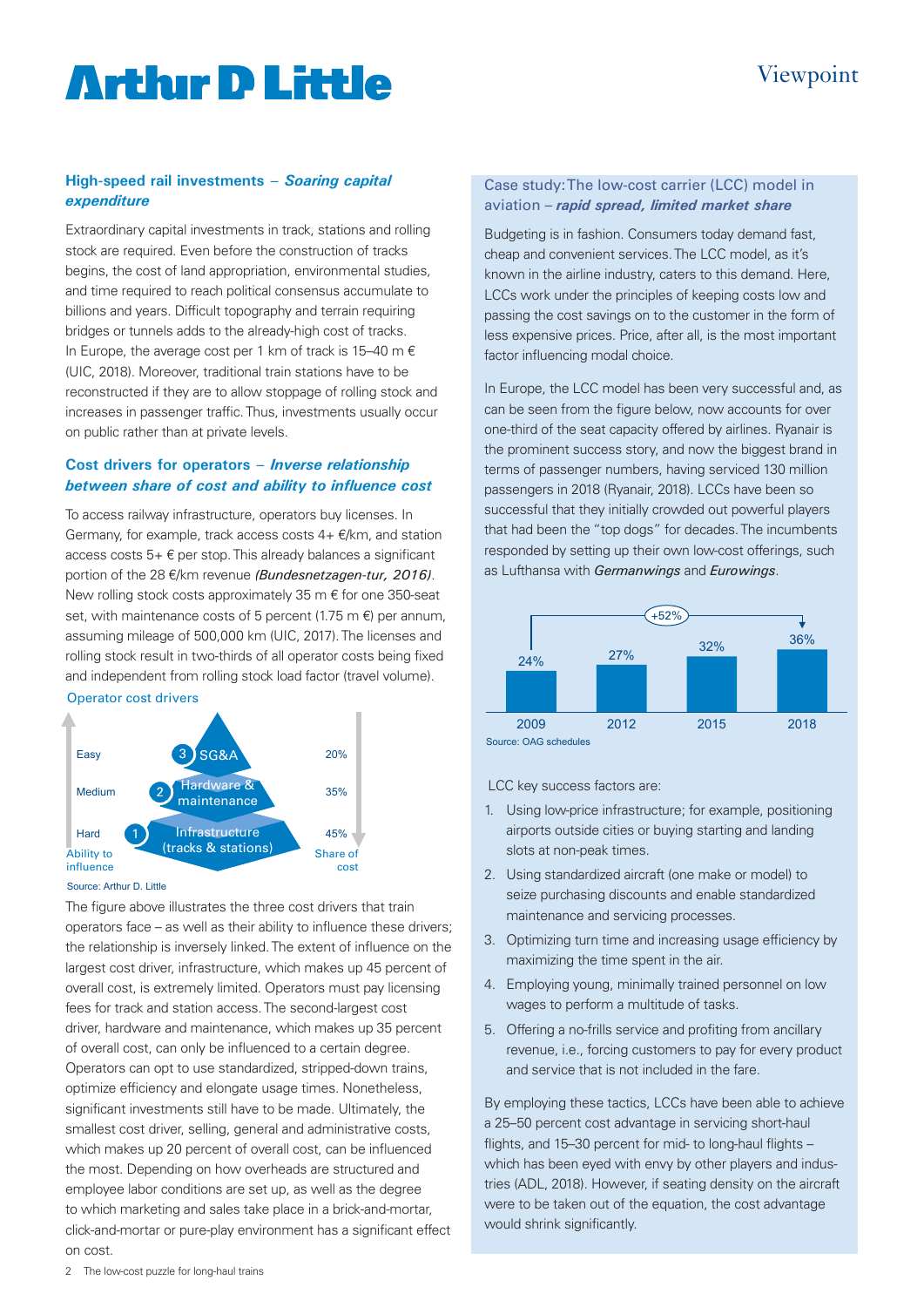### High-speed rail investments – *Soaring capital expenditure*

Extraordinary capital investments in track, stations and rolling stock are required. Even before the construction of tracks begins, the cost of land appropriation, environmental studies, and time required to reach political consensus accumulate to billions and years. Difficult topography and terrain requiring bridges or tunnels adds to the already-high cost of tracks. In Europe, the average cost per 1 km of track is 15–40 m € (UIC, 2018). Moreover, traditional train stations have to be reconstructed if they are to allow stoppage of rolling stock and increases in passenger traffic. Thus, investments usually occur on public rather than at private levels.

### Cost drivers for operators – *Inverse relationship between share of cost and ability to influence cost*

To access railway infrastructure, operators buy licenses. In Germany, for example, track access costs 4+ €/km, and station access costs 5+ € per stop. This already balances a significant portion of the 28 €/km revenue *(Bundesnetzagen-tur, 2016)*. New rolling stock costs approximately 35 m € for one 350-seat set, with maintenance costs of 5 percent (1.75 m €) per annum, assuming mileage of 500,000 km (UIC, 2017). The licenses and rolling stock result in two-thirds of all operator costs being fixed and independent from rolling stock load factor (travel volume).

Operator cost drivers

| Ability to influence | Cost driver | Share of cost |
|---|---|---|
| Easy | 3 SG&A | 20% |
| Medium | 2 Hardware & maintenance | 35% |
| Hard | 1 Infrastructure (tracks & stations) | 45% |

Source: Arthur D. Little

The figure above illustrates the three cost drivers that train operators face – as well as their ability to influence these drivers; the relationship is inversely linked. The extent of influence on the largest cost driver, infrastructure, which makes up 45 percent of overall cost, is extremely limited. Operators must pay licensing fees for track and station access. The second-largest cost driver, hardware and maintenance, which makes up 35 percent of overall cost, can only be influenced to a certain degree. Operators can opt to use standardized, stripped-down trains, optimize efficiency and elongate usage times. Nonetheless, significant investments still have to be made. Ultimately, the smallest cost driver, selling, general and administrative costs, which makes up 20 percent of overall cost, can be influenced the most. Depending on how overheads are structured and employee labor conditions are set up, as well as the degree to which marketing and sales take place in a brick-and-mortar, click-and-mortar or pure-play environment has a significant effect on cost.

### Case study: The low-cost carrier (LCC) model in aviation – *rapid spread, limited market share*

Budgeting is in fashion. Consumers today demand fast, cheap and convenient services. The LCC model, as it's known in the airline industry, caters to this demand. Here, LCCs work under the principles of keeping costs low and passing the cost savings on to the customer in the form of less expensive prices. Price, after all, is the most important factor influencing modal choice.

In Europe, the LCC model has been very successful and, as can be seen from the figure below, now accounts for over one-third of the seat capacity offered by airlines. Ryanair is the prominent success story, and now the biggest brand in terms of passenger numbers, having serviced 130 million passengers in 2018 (Ryanair, 2018). LCCs have been so successful that they initially crowded out powerful players that had been the "top dogs" for decades. The incumbents responded by setting up their own low-cost offerings, such as Lufthansa with *Germanwings* and *Eurowings*.

| 2009 | 2012 | 2015 | 2018 |
|---|---|---|---|
| 24% | 27% | 32% | 36% |

+52% (2009–2018)

Source: OAG schedules

LCC key success factors are:

1. Using low-price infrastructure; for example, positioning airports outside cities or buying starting and landing slots at non-peak times.
2. Using standardized aircraft (one make or model) to seize purchasing discounts and enable standardized maintenance and servicing processes.
3. Optimizing turn time and increasing usage efficiency by maximizing the time spent in the air.
4. Employing young, minimally trained personnel on low wages to perform a multitude of tasks.
5. Offering a no-frills service and profiting from ancillary revenue, i.e., forcing customers to pay for every product and service that is not included in the fare.

By employing these tactics, LCCs have been able to achieve a 25–50 percent cost advantage in servicing short-haul flights, and 15–30 percent for mid- to long-haul flights – which has been eyed with envy by other players and industries (ADL, 2018). However, if seating density on the aircraft were to be taken out of the equation, the cost advantage would shrink significantly.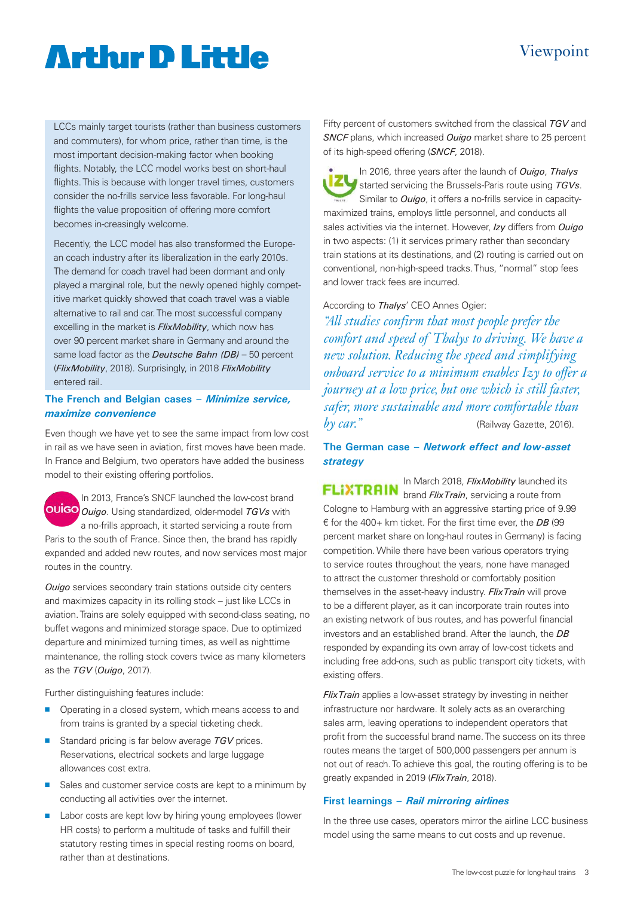LCCs mainly target tourists (rather than business customers and commuters), for whom price, rather than time, is the most important decision-making factor when booking flights. Notably, the LCC model works best on short-haul flights. This is because with longer travel times, customers consider the no-frills service less favorable. For long-haul flights the value proposition of offering more comfort becomes in-creasingly welcome.

Recently, the LCC model has also transformed the European coach industry after its liberalization in the early 2010s. The demand for coach travel had been dormant and only played a marginal role, but the newly opened highly competitive market quickly showed that coach travel was a viable alternative to rail and car. The most successful company excelling in the market is *FlixMobility*, which now has over 90 percent market share in Germany and around the same load factor as the *Deutsche Bahn (DB)* – 50 percent (*FlixMobility*, 2018). Surprisingly, in 2018 *FlixMobility* entered rail.

### The French and Belgian cases – *Minimize service, maximize convenience*

Even though we have yet to see the same impact from low cost in rail as we have seen in aviation, first moves have been made. In France and Belgium, two operators have added the business model to their existing offering portfolios.

In 2013, France's SNCF launched the low-cost brand *Ouigo*. Using standardized, older-model *TGVs* with a no-frills approach, it started servicing a route from Paris to the south of France. Since then, the brand has rapidly expanded and added new routes, and now services most major routes in the country.

*Ouigo* services secondary train stations outside city centers and maximizes capacity in its rolling stock – just like LCCs in aviation. Trains are solely equipped with second-class seating, no buffet wagons and minimized storage space. Due to optimized departure and minimized turning times, as well as nighttime maintenance, the rolling stock covers twice as many kilometers as the *TGV* (*Ouigo*, 2017).

Further distinguishing features include:

- Operating in a closed system, which means access to and from trains is granted by a special ticketing check.
- Standard pricing is far below average *TGV* prices. Reservations, electrical sockets and large luggage allowances cost extra.
- Sales and customer service costs are kept to a minimum by conducting all activities over the internet.
- Labor costs are kept low by hiring young employees (lower HR costs) to perform a multitude of tasks and fulfill their statutory resting times in special resting rooms on board, rather than at destinations.

Fifty percent of customers switched from the classical *TGV* and *SNCF* plans, which increased *Ouigo* market share to 25 percent of its high-speed offering (*SNCF*, 2018).

In 2016, three years after the launch of *Ouigo*, *Thalys* started servicing the Brussels-Paris route using *TGVs*. Similar to *Ouigo*, it offers a no-frills service in capacity-maximized trains, employs little personnel, and conducts all sales activities via the internet. However, *Izy* differs from *Ouigo* in two aspects: (1) it services primary rather than secondary train stations at its destinations, and (2) routing is carried out on conventional, non-high-speed tracks. Thus, "normal" stop fees and lower track fees are incurred.

According to *Thalys*' CEO Annes Ogier:

*"All studies confirm that most people prefer the comfort and speed of Thalys to driving. We have a new solution. Reducing the speed and simplifying onboard service to a minimum enables Izy to offer a journey at a low price, but one which is still faster, safer, more sustainable and more comfortable than by car."* (Railway Gazette, 2016).

### The German case – *Network effect and low-asset strategy*

In March 2018, *FlixMobility* launched its brand *FlixTrain*, servicing a route from Cologne to Hamburg with an aggressive starting price of 9.99 € for the 400+ km ticket. For the first time ever, the *DB* (99 percent market share on long-haul routes in Germany) is facing competition. While there have been various operators trying to service routes throughout the years, none have managed to attract the customer threshold or comfortably position themselves in the asset-heavy industry. *FlixTrain* will prove to be a different player, as it can incorporate train routes into an existing network of bus routes, and has powerful financial investors and an established brand. After the launch, the *DB* responded by expanding its own array of low-cost tickets and including free add-ons, such as public transport city tickets, with existing offers.

*FlixTrain* applies a low-asset strategy by investing in neither infrastructure nor hardware. It solely acts as an overarching sales arm, leaving operations to independent operators that profit from the successful brand name. The success on its three routes means the target of 500,000 passengers per annum is not out of reach. To achieve this goal, the routing offering is to be greatly expanded in 2019 (*FlixTrain*, 2018).

### First learnings – *Rail mirroring airlines*

In the three use cases, operators mirror the airline LCC business model using the same means to cut costs and up revenue.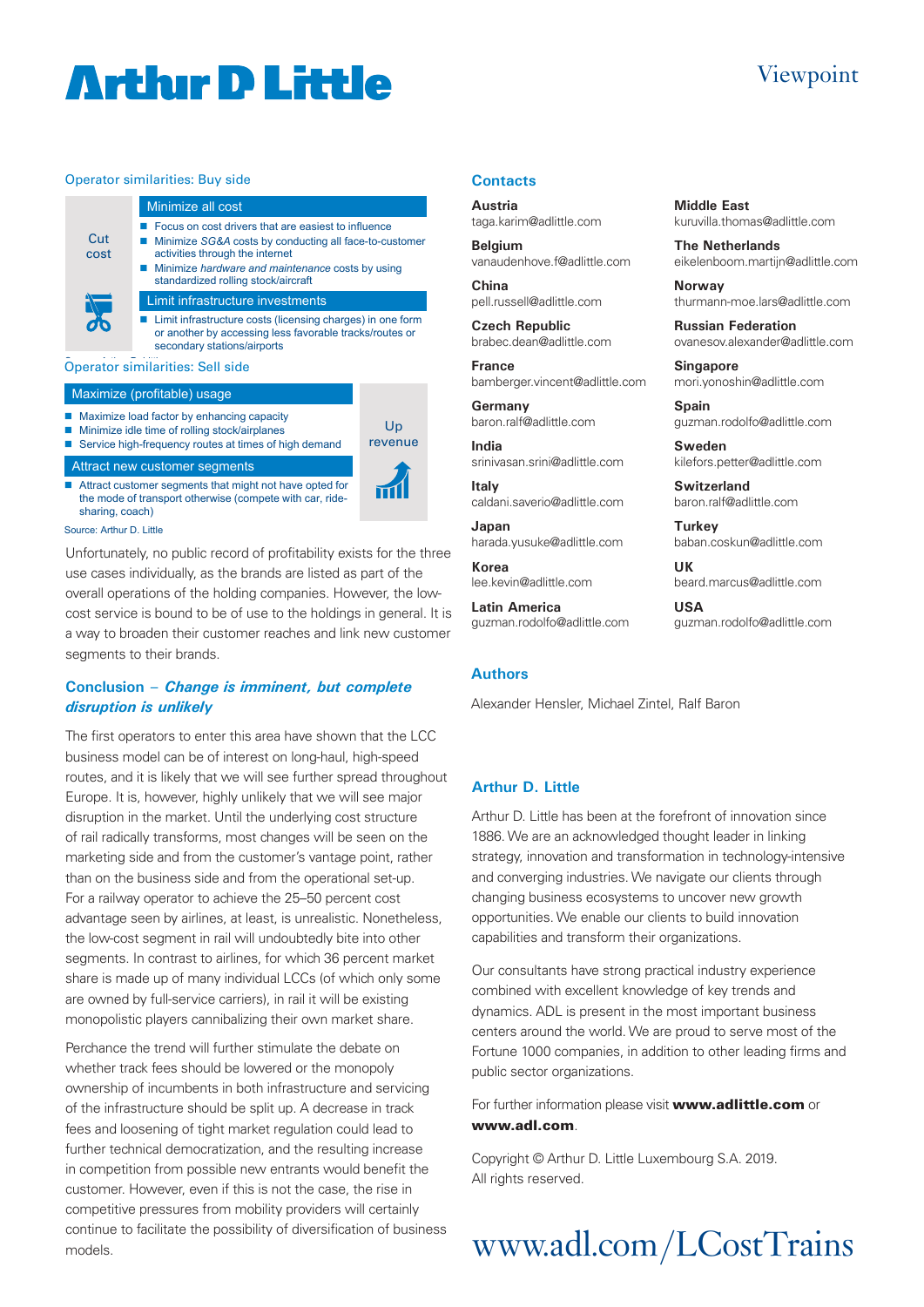Operator similarities: Buy side

Cut cost

**Minimize all cost**

- Focus on cost drivers that are easiest to influence
- Minimize *SG&A* costs by conducting all face-to-customer activities through the internet
- Minimize *hardware and maintenance* costs by using standardized rolling stock/aircraft

**Limit infrastructure investments**

- Limit infrastructure costs (licensing charges) in one form or another by accessing less favorable tracks/routes or secondary stations/airports

Operator similarities: Sell side

**Maximize (profitable) usage**

- Maximize load factor by enhancing capacity
- Minimize idle time of rolling stock/airplanes
- Service high-frequency routes at times of high demand

**Attract new customer segments**

- Attract customer segments that might not have opted for the mode of transport otherwise (compete with car, ride-sharing, coach)

Up revenue

Source: Arthur D. Little

Unfortunately, no public record of profitability exists for the three use cases individually, as the brands are listed as part of the overall operations of the holding companies. However, the low-cost service is bound to be of use to the holdings in general. It is a way to broaden their customer reaches and link new customer segments to their brands.

## Conclusion – *Change is imminent, but complete disruption is unlikely*

The first operators to enter this area have shown that the LCC business model can be of interest on long-haul, high-speed routes, and it is likely that we will see further spread throughout Europe. It is, however, highly unlikely that we will see major disruption in the market. Until the underlying cost structure of rail radically transforms, most changes will be seen on the marketing side and from the customer's vantage point, rather than on the business side and from the operational set-up. For a railway operator to achieve the 25–50 percent cost advantage seen by airlines, at least, is unrealistic. Nonetheless, the low-cost segment in rail will undoubtedly bite into other segments. In contrast to airlines, for which 36 percent market share is made up of many individual LCCs (of which only some are owned by full-service carriers), in rail it will be existing monopolistic players cannibalizing their own market share.

Perchance the trend will further stimulate the debate on whether track fees should be lowered or the monopoly ownership of incumbents in both infrastructure and servicing of the infrastructure should be split up. A decrease in track fees and loosening of tight market regulation could lead to further technical democratization, and the resulting increase in competition from possible new entrants would benefit the customer. However, even if this is not the case, the rise in competitive pressures from mobility providers will certainly continue to facilitate the possibility of diversification of business models.

## Contacts

**Austria**
taga.karim@adlittle.com

**Belgium**
vanaudenhove.f@adlittle.com

**China**
pell.russell@adlittle.com

**Czech Republic**
brabec.dean@adlittle.com

**France**
bamberger.vincent@adlittle.com

**Germany**
baron.ralf@adlittle.com

**India**
srinivasan.srini@adlittle.com

**Italy**
caldani.saverio@adlittle.com

**Japan**
harada.yusuke@adlittle.com

**Korea**
lee.kevin@adlittle.com

**Latin America**
guzman.rodolfo@adlittle.com

**Middle East**
kuruvilla.thomas@adlittle.com

**The Netherlands**
eikelenboom.martijn@adlittle.com

**Norway**
thurmann-moe.lars@adlittle.com

**Russian Federation**
ovanesov.alexander@adlittle.com

**Singapore**
mori.yonoshin@adlittle.com

**Spain**
guzman.rodolfo@adlittle.com

**Sweden**
kilefors.petter@adlittle.com

**Switzerland**
baron.ralf@adlittle.com

**Turkey**
baban.coskun@adlittle.com

**UK**
beard.marcus@adlittle.com

**USA**
guzman.rodolfo@adlittle.com

## Authors

Alexander Hensler, Michael Zintel, Ralf Baron

## Arthur D. Little

Arthur D. Little has been at the forefront of innovation since 1886. We are an acknowledged thought leader in linking strategy, innovation and transformation in technology-intensive and converging industries. We navigate our clients through changing business ecosystems to uncover new growth opportunities. We enable our clients to build innovation capabilities and transform their organizations.

Our consultants have strong practical industry experience combined with excellent knowledge of key trends and dynamics. ADL is present in the most important business centers around the world. We are proud to serve most of the Fortune 1000 companies, in addition to other leading firms and public sector organizations.

For further information please visit **www.adlittle.com** or **www.adl.com**.

Copyright © Arthur D. Little Luxembourg S.A. 2019. All rights reserved.

www.adl.com/LCostTrains